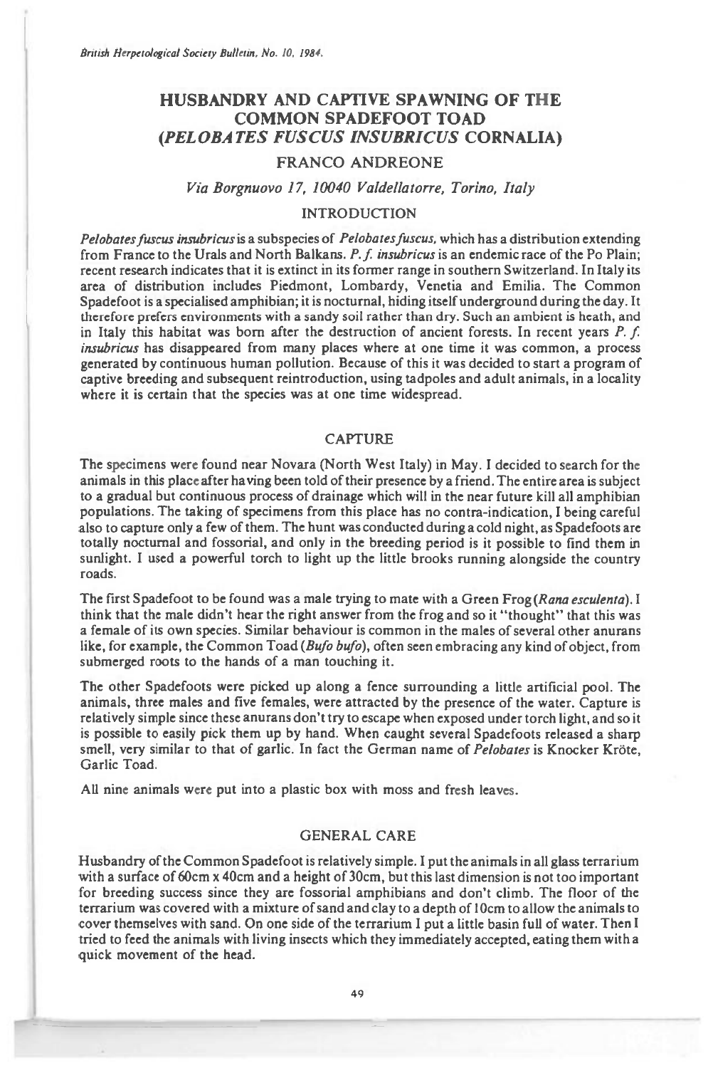# HUSBANDRY AND CAPTIVE SPAWNING OF THE COMMON SPADEFOOT TOAD (*PELOBATES FUSCUS INSUBRICUS* CORNALIA)

## FRANCO ANDREONE

*Via Borgnuovo 17, 10040 Valdellatorre, Torino, Italy*

## INTRODUCTION

*Pelobates fuscus insubricus* is a subspecies of *Pelobates fuscus*, which has a distribution extending from France to the Urals and North Balkans. *P. f. insubricus* is an endemic race of the Po Plain; recent research indicates that it is extinct in its former range in southern Switzerland. In Italy its area of distribution includes Piedmont, Lombardy, Venetia and Emilia. The Common Spadefoot is a specialised amphibian; it is nocturnal, hiding itself underground during the day. It therefore prefers environments with a sandy soil rather than dry. Such an ambient is heath, and in Italy this habitat was born after the destruction of ancient forests. In recent years *P. f. insubricus* has disappeared from many places where at one time it was common, a process generated by continuous human pollution. Because of this it was decided to start a program of captive breeding and subsequent reintroduction, using tadpoles and adult animals, in a locality where it is certain that the species was at one time widespread.

## CAPTURE

The specimens were found near Novara (North West Italy) in May. I decided to search for the animals in this place after having been told of their presence by a friend. The entire area is subject to a gradual but continuous process of drainage which will in the near future kill all amphibian populations. The taking of specimens from this place has no contra-indication, I being careful also to capture only a few of them. The hunt was conducted during a cold night, as Spadefoots are totally nocturnal and fossorial, and only in the breeding period is it possible to find them in sunlight. I used a powerful torch to light up the little brooks running alongside the country roads.

The first Spadefoot to be found was a male trying to mate with a Green Frog (*Rana esculenta*). I think that the male didn't hear the right answer from the frog and so it "thought" that this was a female of its own species. Similar behaviour is common in the males of several other anurans like, for example, the Common Toad (*Bufo bufo*), often seen embracing any kind of object, from submerged roots to the hands of a man touching it.

The other Spadefoots were picked up along a fence surrounding a little artificial pool. The animals, three males and five females, were attracted by the presence of the water. Capture is relatively simple since these anurans don't try to escape when exposed under torch light, and so it is possible to easily pick them up by hand. When caught several Spadefoots released a sharp smell, very similar to that of garlic. In fact the German name of *Pelobates* is Knocker Kröte, Garlic Toad.

All nine animals were put into a plastic box with moss and fresh leaves.

## GENERAL CARE

Husbandry of the Common Spadefoot is relatively simple. I put the animals in all glass terrarium with a surface of 60cm x 40cm and a height of 30cm, but this last dimension is not too important for breeding success since they are fossorial amphibians and don't climb. The floor of the terrarium was covered with a mixture of sand and clay to a depth of 10cm to allow the animals to cover themselves with sand. On one side of the terrarium I put a little basin full of water. Then I tried to feed the animals with living insects which they immediately accepted, eating them with a quick movement of the head.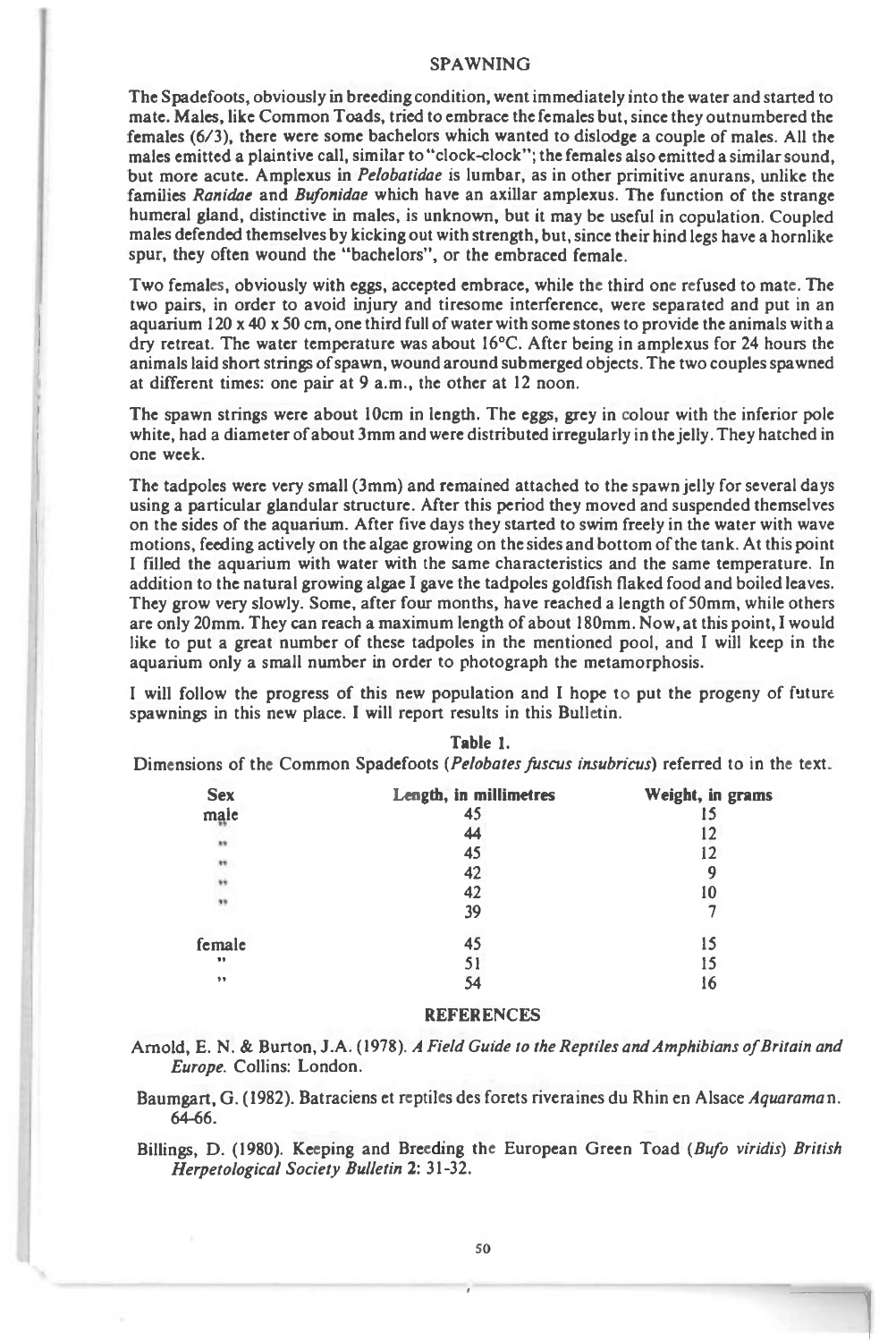## SPAWNING

The Spadefoots, obviously in breeding condition, went immediately into the water and started to mate. Males, like Common Toads, tried to embrace the females but, since they outnumbered the females (6/3), there were some bachelors which wanted to dislodge a couple of males. All the males emitted a plaintive call, similar to "clock-clock"; the females also emitted a similar sound, but more acute. Amplexus in *Pelobatidae* is lumbar, as in other primitive anurans, unlike the families *Ranidae* and *Bufonidae* which have an axillar amplexus. The function of the strange humeral gland, distinctive in males, is unknown, but it may be useful in copulation. Coupled males defended themselves by kicking out with strength, but, since their hind legs have a hornlike spur, they often wound the "bachelors", or the embraced female.

Two females, obviously with eggs, accepted embrace, while the third one refused to mate. The two pairs, in order to avoid injury and tiresome interference, were separated and put in an aquarium 120 x 40 x 50 cm, one third full of water with some stones to provide the animals with a dry retreat. The water temperature was about 16°C. After being in amplexus for 24 hours the animals laid short strings of spawn, wound around submerged objects. The two couples spawned at different times: one pair at 9 a.m., the other at 12 noon.

The spawn strings were about 10cm in length. The eggs, grey in colour with the inferior pole white, had a diameter of about 3mm and were distributed irregularly in the jelly. They hatched in one week.

The tadpoles were very small (3mm) and remained attached to the spawn jelly for several days using a particular glandular structure. After this period they moved and suspended themselves on the sides of the aquarium. After five days they started to swim freely in the water with wave motions, feeding actively on the algae growing on the sides and bottom of the tank. At this point I filled the aquarium with water with the same characteristics and the same temperature. In addition to the natural growing algae I gave the tadpoles goldfish flaked food and boiled leaves. They grow very slowly. Some, after four months, have reached a length of 50mm, while others are only 20mm. They can reach a maximum length of about 180mm. Now, at this point, I would like to put a great number of these tadpoles in the mentioned pool, and I will keep in the aquarium only a small number in order to photograph the metamorphosis.

I will follow the progress of this new population and I hope to put the progeny of future spawnings in this new place. I will report results in this Bulletin.

**Table 1.**

Dimensions of the Common Spadefoots (*Pelobates fuscus insubricus*) referred to in the text.

| Sex | Length, in millimetres | Weight, in grams |
|---|---|---|
| male | 45 | 15 |
| " | 44 | 12 |
| " | 45 | 12 |
| " | 42 | 9 |
| " | 42 | 10 |
| " | 39 | 7 |
| female | 45 | 15 |
| " | 51 | 15 |
| " | 54 | 16 |

## REFERENCES

Arnold, E. N. & Burton, J.A. (1978). *A Field Guide to the Reptiles and Amphibians of Britain and Europe.* Collins: London.

Baumgart, G. (1982). Batraciens et reptiles des forets riveraines du Rhin en Alsace *Aquarama* n. 64-66.

Billings, D. (1980). Keeping and Breeding the European Green Toad (*Bufo viridis*) *British Herpetological Society Bulletin* **2:** 31-32.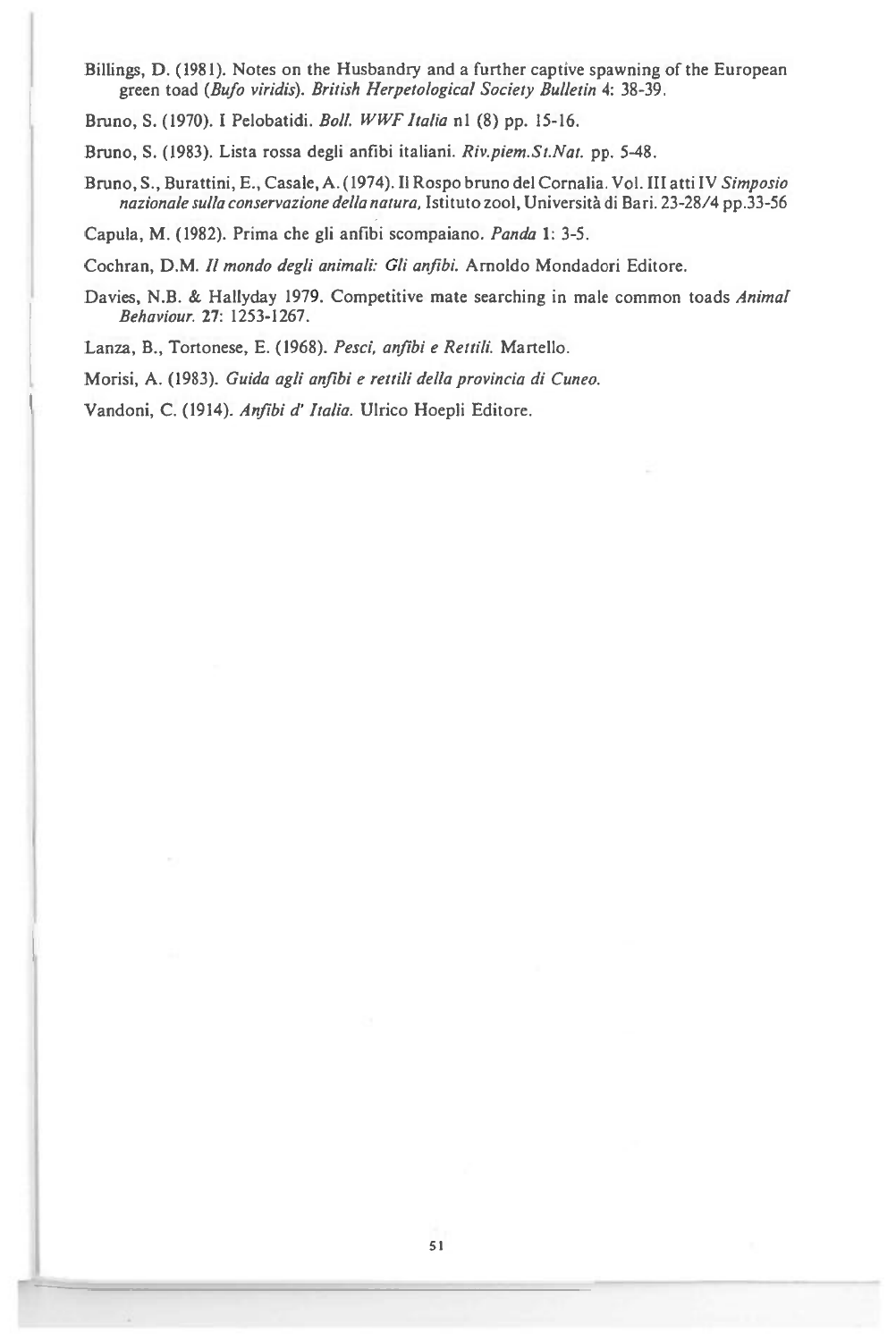Billings, D. (1981). Notes on the Husbandry and a further captive spawning of the European green toad (*Bufo viridis*). *British Herpetological Society Bulletin* 4: 38-39.

Bruno, S. (1970). I Pelobatidi. *Boll. WWF Italia* n1 (8) pp. 15-16.

Bruno, S. (1983). Lista rossa degli anfibi italiani. *Riv.piem.St.Nat.* pp. 5-48.

Bruno, S., Burattini, E., Casale, A. (1974). Il Rospo bruno del Cornalia. Vol. III atti IV *Simposio nazionale sulla conservazione della natura*, Istituto zool, Università di Bari. 23-28/4 pp.33-56

Capula, M. (1982). Prima che gli anfibi scompaiano. *Panda* 1: 3-5.

Cochran, D.M. *Il mondo degli animali: Gli anfibi.* Arnoldo Mondadori Editore.

Davies, N.B. & Hallyday 1979. Competitive mate searching in male common toads *Animal Behaviour.* 27: 1253-1267.

Lanza, B., Tortonese, E. (1968). *Pesci, anfibi e Rettili.* Martello.

Morisi, A. (1983). *Guida agli anfibi e rettili della provincia di Cuneo.*

Vandoni, C. (1914). *Anfibi d' Italia.* Ulrico Hoepli Editore.